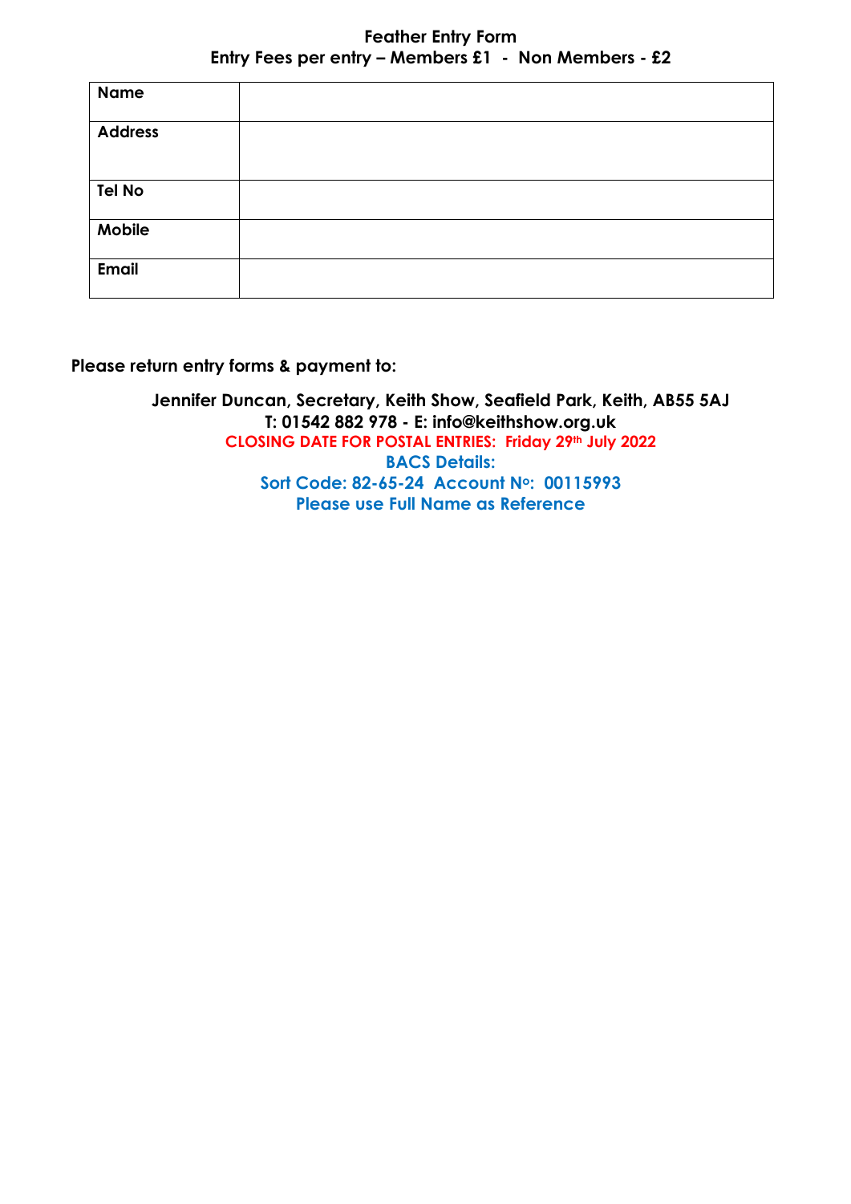**Feather Entry Form**

**Entry Fees per entry – Members £1 - Non Members - £2**

| **Name** | |
|---|---|
| **Address** | |
| **Tel No** | |
| **Mobile** | |
| **Email** | |

**Please return entry forms & payment to:**

**Jennifer Duncan, Secretary, Keith Show, Seafield Park, Keith, AB55 5AJ**
**T: 01542 882 978 - E: info@keithshow.org.uk**
**CLOSING DATE FOR POSTAL ENTRIES: Friday 29th July 2022**
**BACS Details:**
**Sort Code: 82-65-24 Account No: 00115993**
**Please use Full Name as Reference**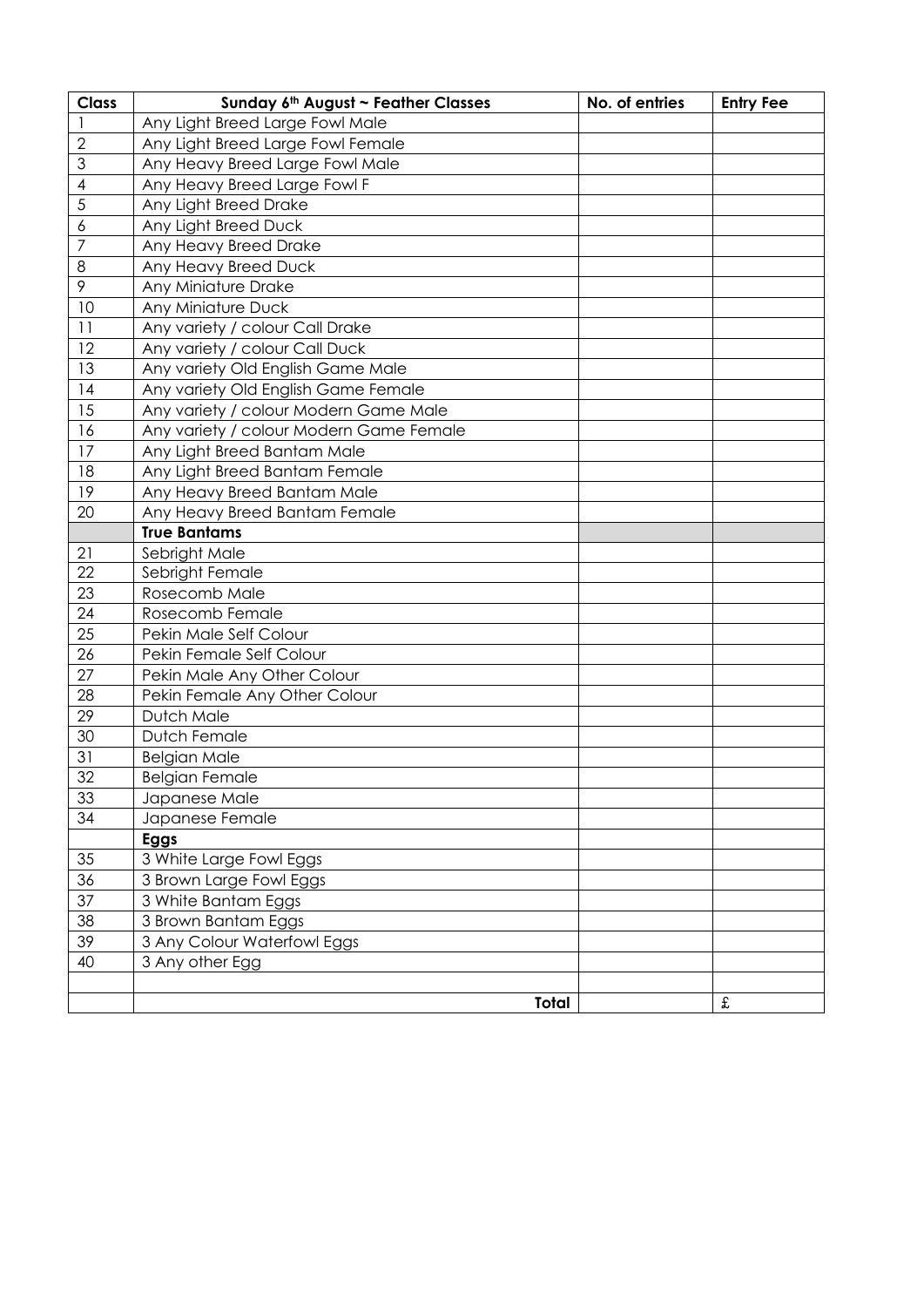| Class | Sunday 6th August ~ Feather Classes | No. of entries | Entry Fee |
|---|---|---|---|
| 1 | Any Light Breed Large Fowl Male | | |
| 2 | Any Light Breed Large Fowl Female | | |
| 3 | Any Heavy Breed Large Fowl Male | | |
| 4 | Any Heavy Breed Large Fowl F | | |
| 5 | Any Light Breed Drake | | |
| 6 | Any Light Breed Duck | | |
| 7 | Any Heavy Breed Drake | | |
| 8 | Any Heavy Breed Duck | | |
| 9 | Any Miniature Drake | | |
| 10 | Any Miniature Duck | | |
| 11 | Any variety / colour Call Drake | | |
| 12 | Any variety / colour Call Duck | | |
| 13 | Any variety Old English Game Male | | |
| 14 | Any variety Old English Game Female | | |
| 15 | Any variety / colour Modern Game Male | | |
| 16 | Any variety / colour Modern Game Female | | |
| 17 | Any Light Breed Bantam Male | | |
| 18 | Any Light Breed Bantam Female | | |
| 19 | Any Heavy Breed Bantam Male | | |
| 20 | Any Heavy Breed Bantam Female | | |
| | **True Bantams** | | |
| 21 | Sebright Male | | |
| 22 | Sebright Female | | |
| 23 | Rosecomb Male | | |
| 24 | Rosecomb Female | | |
| 25 | Pekin Male Self Colour | | |
| 26 | Pekin Female Self Colour | | |
| 27 | Pekin Male Any Other Colour | | |
| 28 | Pekin Female Any Other Colour | | |
| 29 | Dutch Male | | |
| 30 | Dutch Female | | |
| 31 | Belgian Male | | |
| 32 | Belgian Female | | |
| 33 | Japanese Male | | |
| 34 | Japanese Female | | |
| | **Eggs** | | |
| 35 | 3 White Large Fowl Eggs | | |
| 36 | 3 Brown Large Fowl Eggs | | |
| 37 | 3 White Bantam Eggs | | |
| 38 | 3 Brown Bantam Eggs | | |
| 39 | 3 Any Colour Waterfowl Eggs | | |
| 40 | 3 Any other Egg | | |
| | | | |
| | **Total** | | £ |